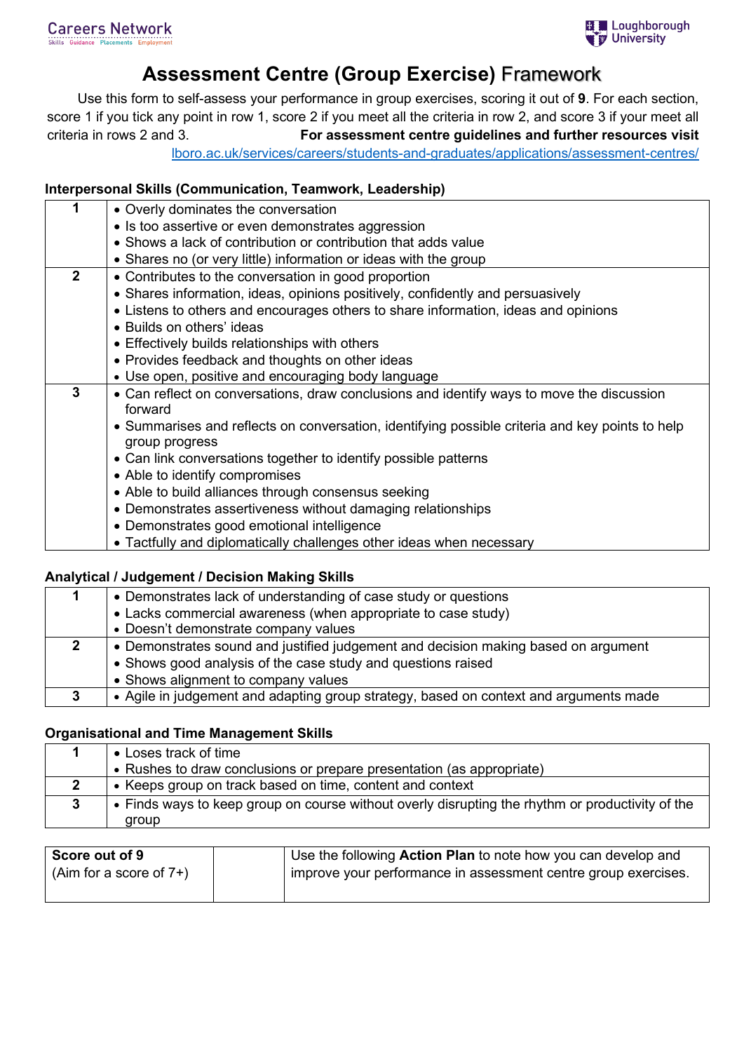Careers Network

Skills Guidance Placements Employment

Loughborough University

# Assessment Centre (Group Exercise) Framework

Use this form to self-assess your performance in group exercises, scoring it out of **9**. For each section, score 1 if you tick any point in row 1, score 2 if you meet all the criteria in row 2, and score 3 if your meet all criteria in rows 2 and 3. **For assessment centre guidelines and further resources visit** lboro.ac.uk/services/careers/students-and-graduates/applications/assessment-centres/

### Interpersonal Skills (Communication, Teamwork, Leadership)

| | |
|---|---|
| **1** | • Overly dominates the conversation<br>• Is too assertive or even demonstrates aggression<br>• Shows a lack of contribution or contribution that adds value<br>• Shares no (or very little) information or ideas with the group |
| **2** | • Contributes to the conversation in good proportion<br>• Shares information, ideas, opinions positively, confidently and persuasively<br>• Listens to others and encourages others to share information, ideas and opinions<br>• Builds on others' ideas<br>• Effectively builds relationships with others<br>• Provides feedback and thoughts on other ideas<br>• Use open, positive and encouraging body language |
| **3** | • Can reflect on conversations, draw conclusions and identify ways to move the discussion forward<br>• Summarises and reflects on conversation, identifying possible criteria and key points to help group progress<br>• Can link conversations together to identify possible patterns<br>• Able to identify compromises<br>• Able to build alliances through consensus seeking<br>• Demonstrates assertiveness without damaging relationships<br>• Demonstrates good emotional intelligence<br>• Tactfully and diplomatically challenges other ideas when necessary |

### Analytical / Judgement / Decision Making Skills

| | |
|---|---|
| **1** | • Demonstrates lack of understanding of case study or questions<br>• Lacks commercial awareness (when appropriate to case study)<br>• Doesn't demonstrate company values |
| **2** | • Demonstrates sound and justified judgement and decision making based on argument<br>• Shows good analysis of the case study and questions raised<br>• Shows alignment to company values |
| **3** | • Agile in judgement and adapting group strategy, based on context and arguments made |

### Organisational and Time Management Skills

| | |
|---|---|
| **1** | • Loses track of time<br>• Rushes to draw conclusions or prepare presentation (as appropriate) |
| **2** | • Keeps group on track based on time, content and context |
| **3** | • Finds ways to keep group on course without overly disrupting the rhythm or productivity of the group |

| **Score out of 9**<br>(Aim for a score of 7+) | | Use the following **Action Plan** to note how you can develop and improve your performance in assessment centre group exercises. |
|---|---|---|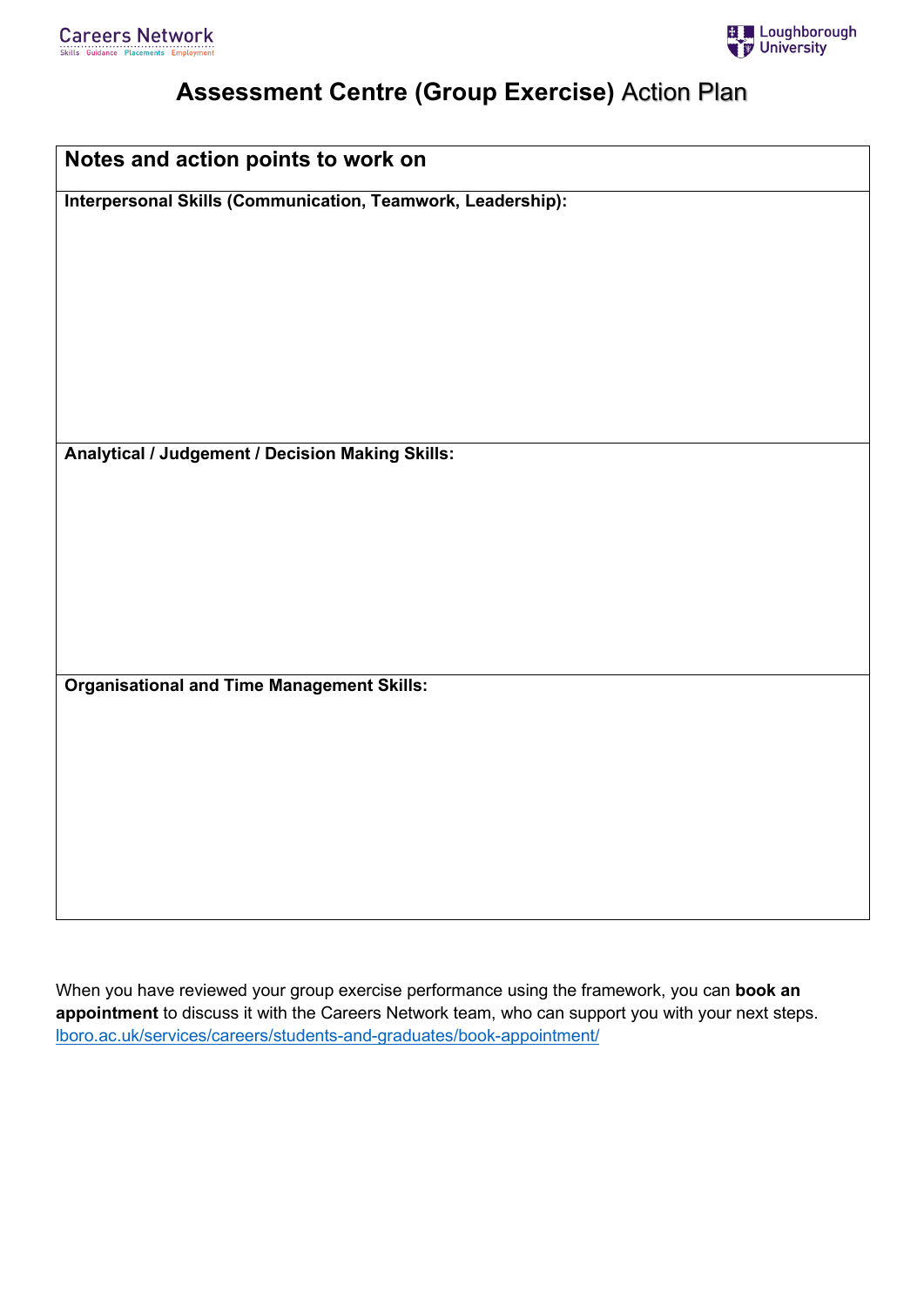# Assessment Centre (Group Exercise) Action Plan

| Notes and action points to work on |
| --- |
| **Interpersonal Skills (Communication, Teamwork, Leadership):** |
| **Analytical / Judgement / Decision Making Skills:** |
| **Organisational and Time Management Skills:** |

When you have reviewed your group exercise performance using the framework, you can **book an appointment** to discuss it with the Careers Network team, who can support you with your next steps. lboro.ac.uk/services/careers/students-and-graduates/book-appointment/